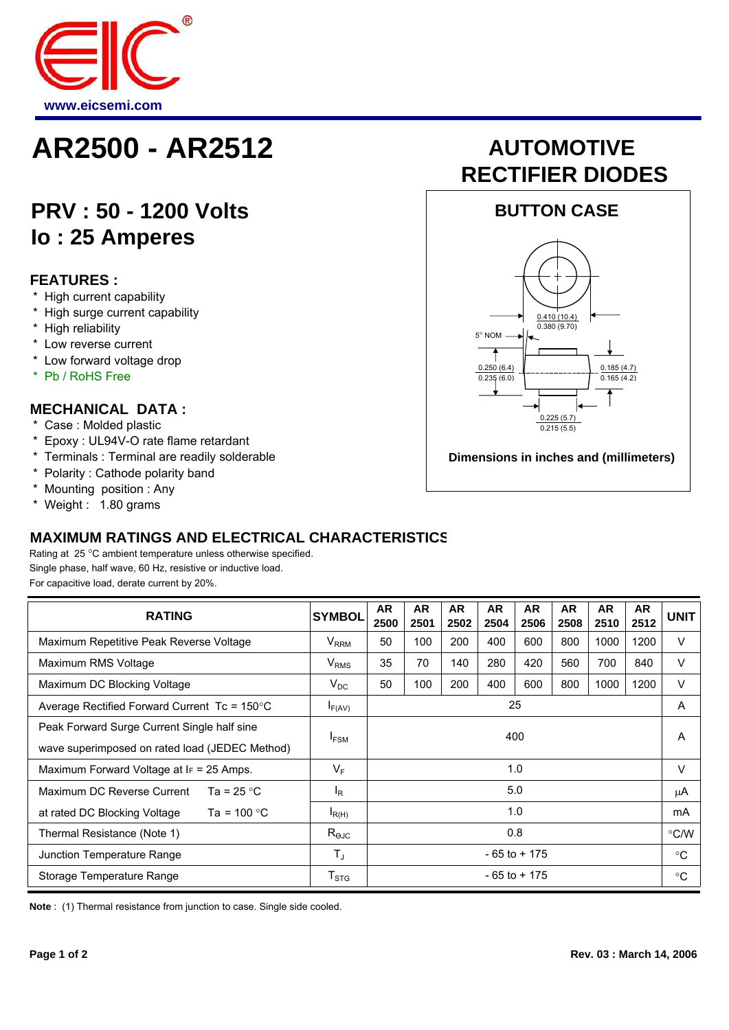www.eicsemi.com

# AR2500 - AR2512

## AUTOMOTIVE RECTIFIER DIODES

## PRV : 50 - 1200 Volts
## Io : 25 Amperes

### FEATURES :

* High current capability
* High surge current capability
* High reliability
* Low reverse current
* Low forward voltage drop
* Pb / RoHS Free

### MECHANICAL DATA :

* Case : Molded plastic
* Epoxy : UL94V-O rate flame retardant
* Terminals : Terminal are readily solderable
* Polarity : Cathode polarity band
* Mounting position : Any
* Weight : 1.80 grams

### BUTTON CASE

0.410 (10.4)
0.380 (9.70)
5° NOM
0.250 (6.4)
0.235 (6.0)
0.185 (4.7)
0.165 (4.2)
0.225 (5.7)
0.215 (5.5)

Dimensions in inches and (millimeters)

### MAXIMUM RATINGS AND ELECTRICAL CHARACTERISTICS

Rating at 25 °C ambient temperature unless otherwise specified.
Single phase, half wave, 60 Hz, resistive or inductive load.
For capacitive load, derate current by 20%.

| RATING | SYMBOL | AR 2500 | AR 2501 | AR 2502 | AR 2504 | AR 2506 | AR 2508 | AR 2510 | AR 2512 | UNIT |
|---|---|---|---|---|---|---|---|---|---|---|
| Maximum Repetitive Peak Reverse Voltage | $V_{RRM}$ | 50 | 100 | 200 | 400 | 600 | 800 | 1000 | 1200 | V |
| Maximum RMS Voltage | $V_{RMS}$ | 35 | 70 | 140 | 280 | 420 | 560 | 700 | 840 | V |
| Maximum DC Blocking Voltage | $V_{DC}$ | 50 | 100 | 200 | 400 | 600 | 800 | 1000 | 1200 | V |
| Average Rectified Forward Current Tc = 150°C | $I_{F(AV)}$ | 25 | | | | | | | | A |
| Peak Forward Surge Current Single half sine wave superimposed on rated load (JEDEC Method) | $I_{FSM}$ | 400 | | | | | | | | A |
| Maximum Forward Voltage at IF = 25 Amps. | $V_F$ | 1.0 | | | | | | | | V |
| Maximum DC Reverse Current Ta = 25 °C | $I_R$ | 5.0 | | | | | | | | μA |
| at rated DC Blocking Voltage Ta = 100 °C | $I_{R(H)}$ | 1.0 | | | | | | | | mA |
| Thermal Resistance (Note 1) | $R_{\theta JC}$ | 0.8 | | | | | | | | °C/W |
| Junction Temperature Range | $T_J$ | - 65 to + 175 | | | | | | | | °C |
| Storage Temperature Range | $T_{STG}$ | - 65 to + 175 | | | | | | | | °C |

**Note** : (1) Thermal resistance from junction to case. Single side cooled.

Rev. 03 : March 14, 2006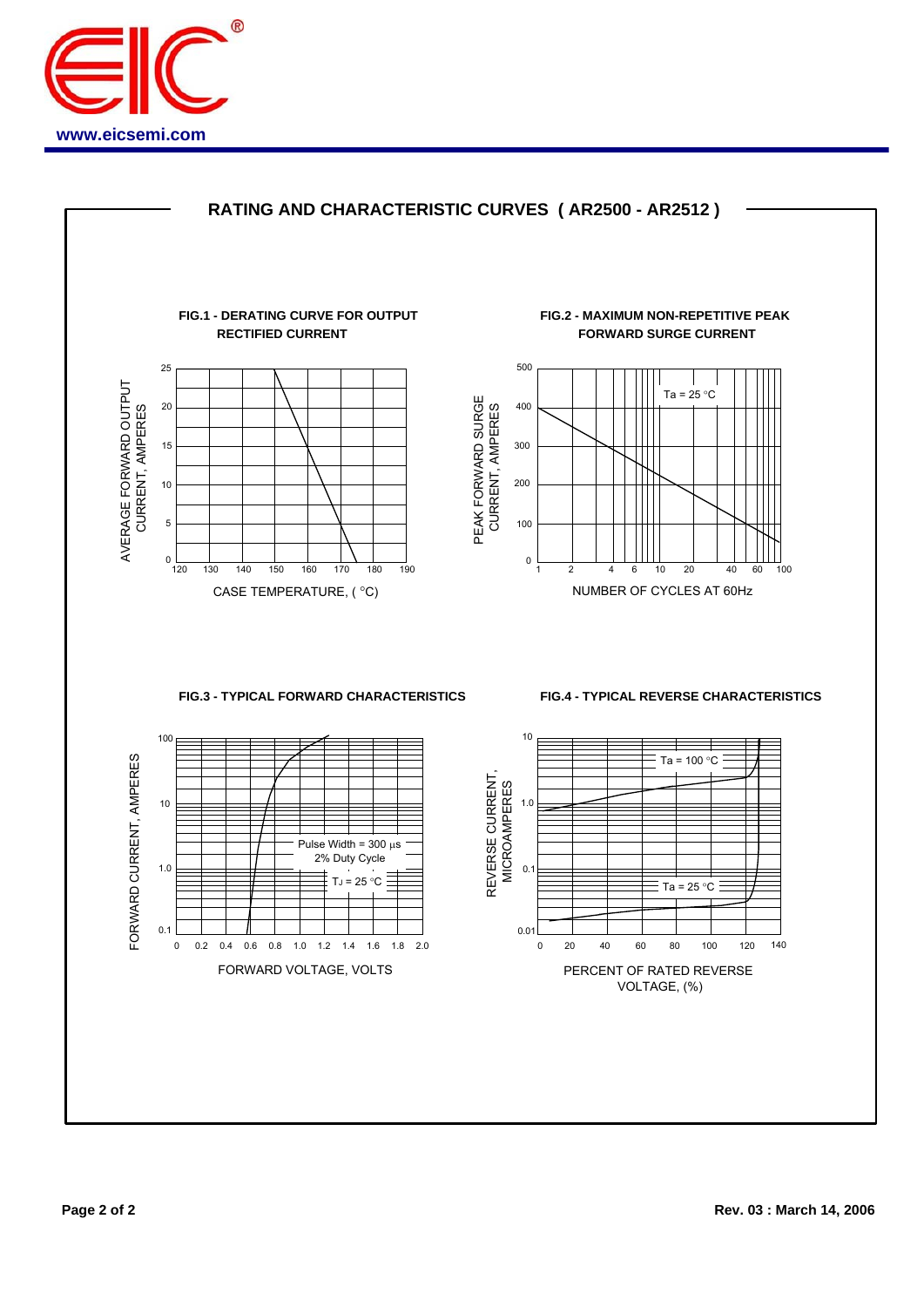## RATING AND CHARACTERISTIC CURVES ( AR2500 - AR2512 )

### FIG.1 - DERATING CURVE FOR OUTPUT RECTIFIED CURRENT

AVERAGE FORWARD OUTPUT CURRENT, AMPERES

25
20
15
10
5
0

120 130 140 150 160 170 180 190

CASE TEMPERATURE, ( °C)

### FIG.2 - MAXIMUM NON-REPETITIVE PEAK FORWARD SURGE CURRENT

PEAK FORWARD SURGE CURRENT, AMPERES

Ta = 25 °C

500
400
300
200
100
0

1 2 4 6 10 20 40 60 100

NUMBER OF CYCLES AT 60Hz

### FIG.3 - TYPICAL FORWARD CHARACTERISTICS

FORWARD CURRENT, AMPERES

Pulse Width = 300 μs
2% Duty Cycle

TJ = 25 °C

100
10
1.0
0.1

0 0.2 0.4 0.6 0.8 1.0 1.2 1.4 1.6 1.8 2.0

FORWARD VOLTAGE, VOLTS

### FIG.4 - TYPICAL REVERSE CHARACTERISTICS

REVERSE CURRENT, MICROAMPERES

Ta = 100 °C

Ta = 25 °C

10
1.0
0.1
0.01

0 20 40 60 80 100 120 140

PERCENT OF RATED REVERSE VOLTAGE, (%)